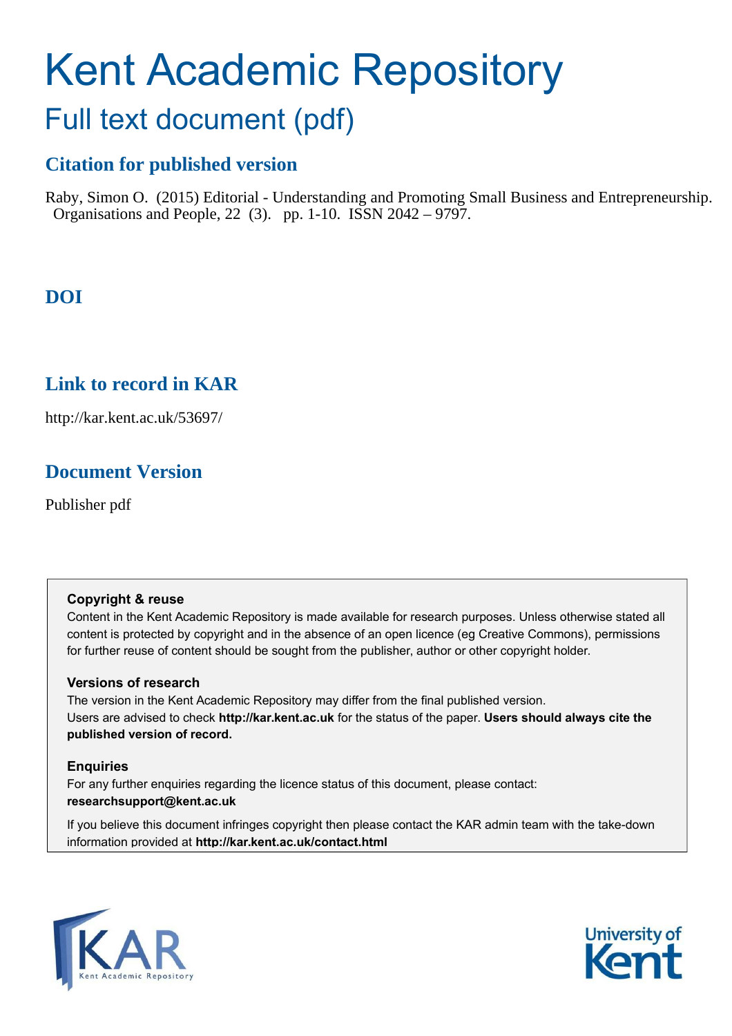# Kent Academic Repository

## Full text document (pdf)

### Citation for published version

Raby, Simon O. (2015) Editorial - Understanding and Promoting Small Business and Entrepreneurship. Organisations and People, 22 (3). pp. 1-10. ISSN 2042 – 9797.

### DOI

### Link to record in KAR

http://kar.kent.ac.uk/53697/

### Document Version

Publisher pdf

**Copyright & reuse**

Content in the Kent Academic Repository is made available for research purposes. Unless otherwise stated all content is protected by copyright and in the absence of an open licence (eg Creative Commons), permissions for further reuse of content should be sought from the publisher, author or other copyright holder.

**Versions of research**

The version in the Kent Academic Repository may differ from the final published version. Users are advised to check **http://kar.kent.ac.uk** for the status of the paper. **Users should always cite the published version of record.**

**Enquiries**

For any further enquiries regarding the licence status of this document, please contact: **researchsupport@kent.ac.uk**

If you believe this document infringes copyright then please contact the KAR admin team with the take-down information provided at **http://kar.kent.ac.uk/contact.html**

KAR Kent Academic Repository

University of Kent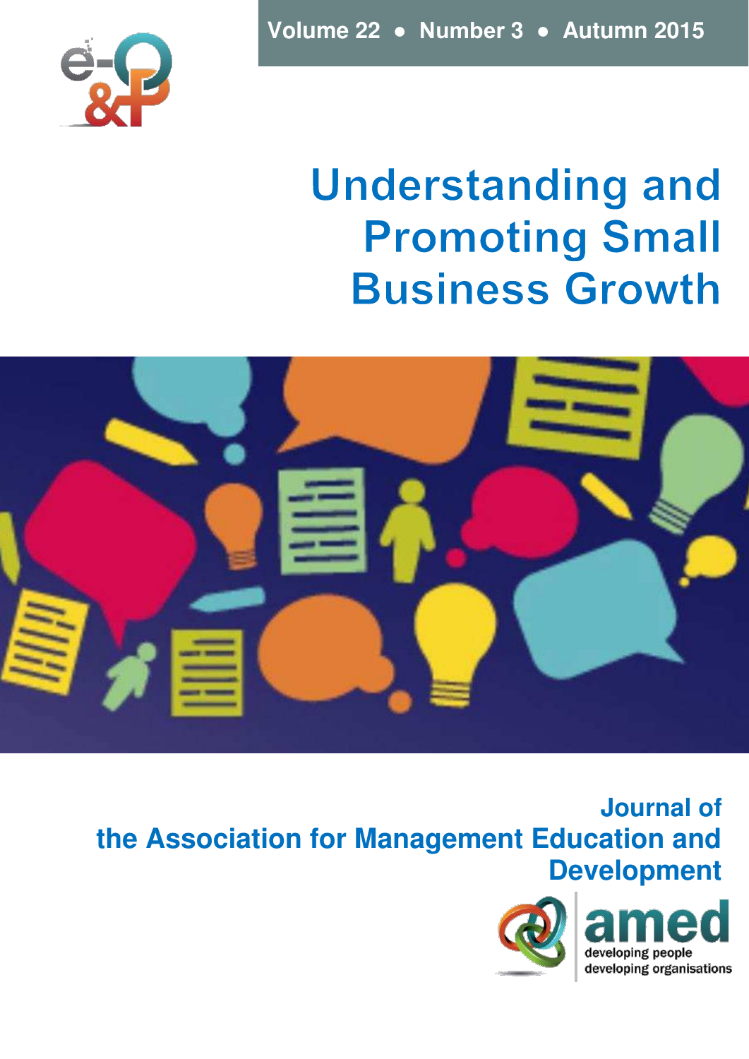Volume 22 • Number 3 • Autumn 2015

# Understanding and Promoting Small Business Growth

Journal of
the Association for Management Education and Development

amed

developing people
developing organisations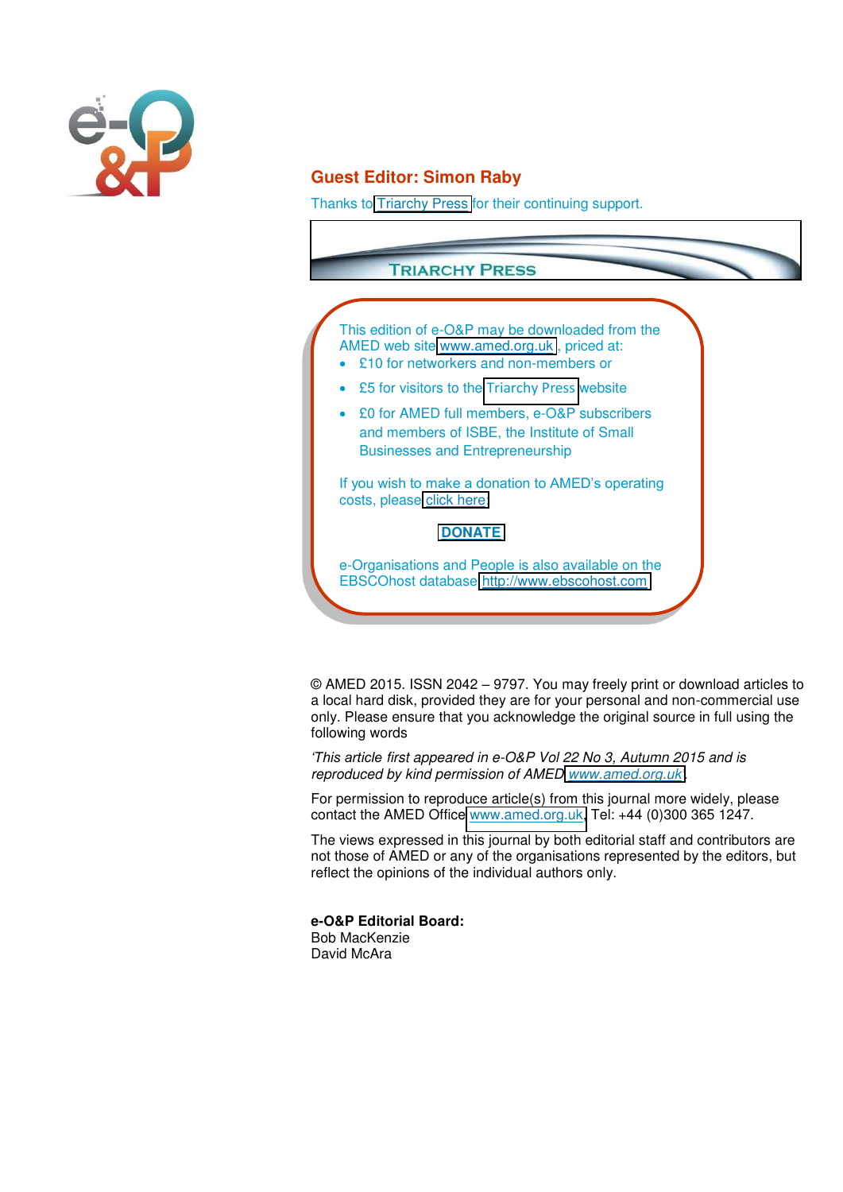## Guest Editor: Simon Raby

Thanks to Triarchy Press for their continuing support.

TRIARCHY PRESS

This edition of e-O&P may be downloaded from the AMED web site www.amed.org.uk, priced at:

- £10 for networkers and non-members or
- £5 for visitors to the Triarchy Press website
- £0 for AMED full members, e-O&P subscribers and members of ISBE, the Institute of Small Businesses and Entrepreneurship

If you wish to make a donation to AMED's operating costs, please click here

**DONATE**

e-Organisations and People is also available on the EBSCOhost database http://www.ebscohost.com

© AMED 2015. ISSN 2042 – 9797. You may freely print or download articles to a local hard disk, provided they are for your personal and non-commercial use only. Please ensure that you acknowledge the original source in full using the following words

*'This article first appeared in e-O&P Vol 22 No 3, Autumn 2015 and is reproduced by kind permission of AMED www.amed.org.uk.*

For permission to reproduce article(s) from this journal more widely, please contact the AMED Office www.amed.org.uk, Tel: +44 (0)300 365 1247.

The views expressed in this journal by both editorial staff and contributors are not those of AMED or any of the organisations represented by the editors, but reflect the opinions of the individual authors only.

**e-O&P Editorial Board:**
Bob MacKenzie
David McAra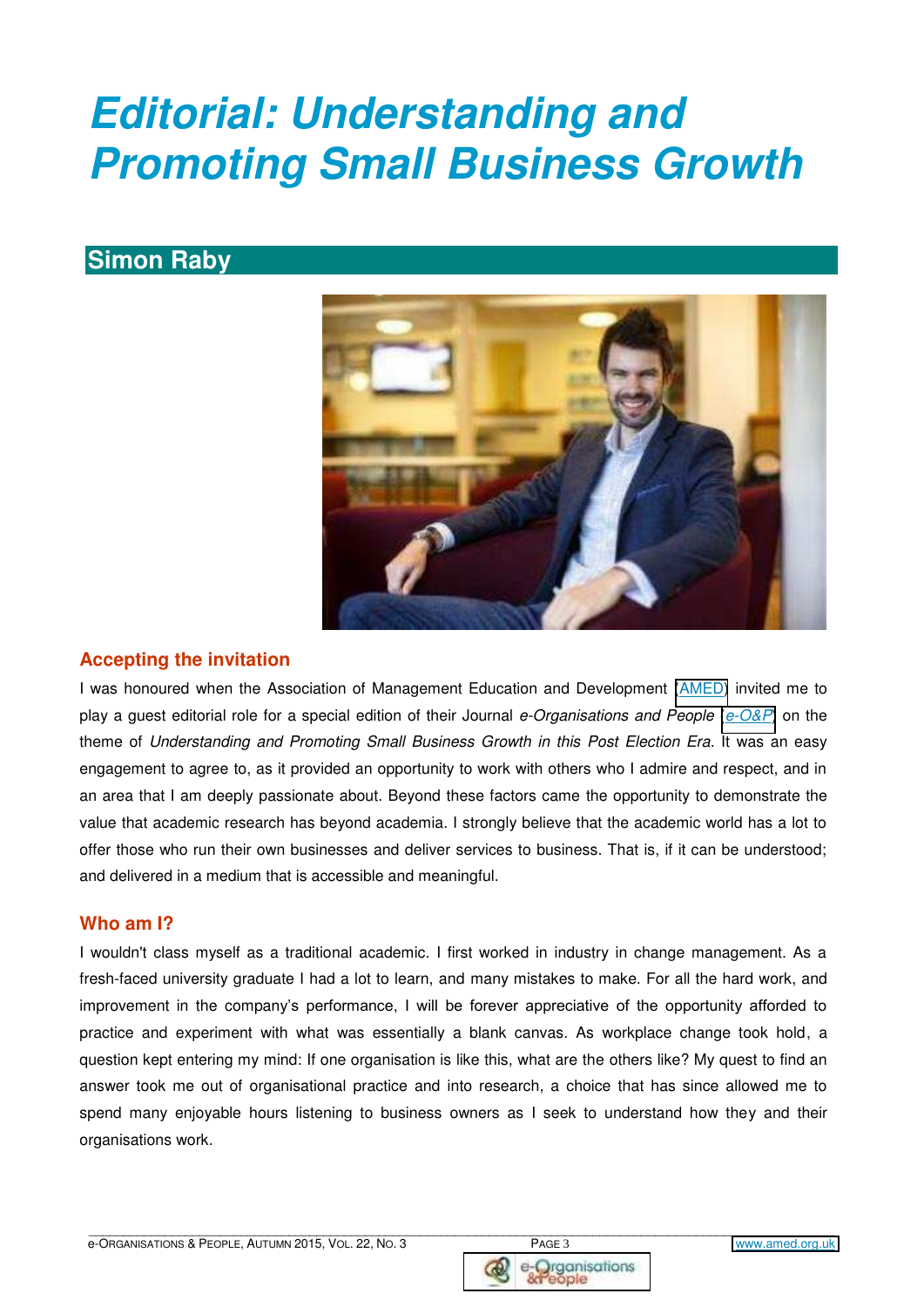# Editorial: Understanding and Promoting Small Business Growth

## Simon Raby

### Accepting the invitation

I was honoured when the Association of Management Education and Development (AMED) invited me to play a guest editorial role for a special edition of their Journal *e-Organisations and People* (*e-O&P*) on the theme of *Understanding and Promoting Small Business Growth in this Post Election Era*. It was an easy engagement to agree to, as it provided an opportunity to work with others who I admire and respect, and in an area that I am deeply passionate about. Beyond these factors came the opportunity to demonstrate the value that academic research has beyond academia. I strongly believe that the academic world has a lot to offer those who run their own businesses and deliver services to business. That is, if it can be understood; and delivered in a medium that is accessible and meaningful.

### Who am I?

I wouldn't class myself as a traditional academic. I first worked in industry in change management. As a fresh-faced university graduate I had a lot to learn, and many mistakes to make. For all the hard work, and improvement in the company's performance, I will be forever appreciative of the opportunity afforded to practice and experiment with what was essentially a blank canvas. As workplace change took hold, a question kept entering my mind: If one organisation is like this, what are the others like? My quest to find an answer took me out of organisational practice and into research, a choice that has since allowed me to spend many enjoyable hours listening to business owners as I seek to understand how they and their organisations work.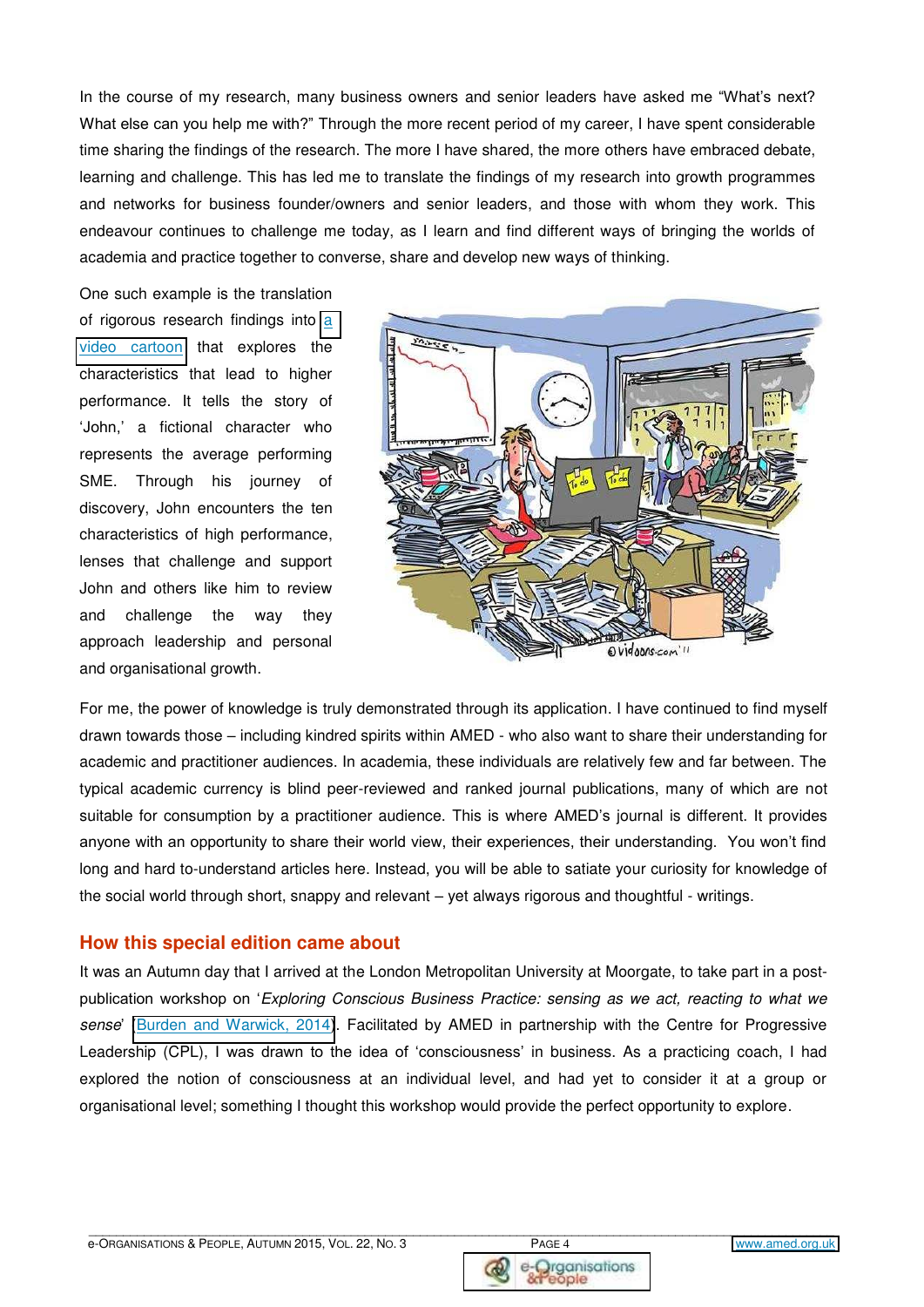In the course of my research, many business owners and senior leaders have asked me "What's next? What else can you help me with?" Through the more recent period of my career, I have spent considerable time sharing the findings of the research. The more I have shared, the more others have embraced debate, learning and challenge. This has led me to translate the findings of my research into growth programmes and networks for business founder/owners and senior leaders, and those with whom they work. This endeavour continues to challenge me today, as I learn and find different ways of bringing the worlds of academia and practice together to converse, share and develop new ways of thinking.

One such example is the translation of rigorous research findings into a video cartoon that explores the characteristics that lead to higher performance. It tells the story of 'John,' a fictional character who represents the average performing SME. Through his journey of discovery, John encounters the ten characteristics of high performance, lenses that challenge and support John and others like him to review and challenge the way they approach leadership and personal and organisational growth.

For me, the power of knowledge is truly demonstrated through its application. I have continued to find myself drawn towards those – including kindred spirits within AMED - who also want to share their understanding for academic and practitioner audiences. In academia, these individuals are relatively few and far between. The typical academic currency is blind peer-reviewed and ranked journal publications, many of which are not suitable for consumption by a practitioner audience. This is where AMED's journal is different. It provides anyone with an opportunity to share their world view, their experiences, their understanding. You won't find long and hard to-understand articles here. Instead, you will be able to satiate your curiosity for knowledge of the social world through short, snappy and relevant – yet always rigorous and thoughtful - writings.

## How this special edition came about

It was an Autumn day that I arrived at the London Metropolitan University at Moorgate, to take part in a post-publication workshop on '*Exploring Conscious Business Practice: sensing as we act, reacting to what we sense*' (Burden and Warwick, 2014). Facilitated by AMED in partnership with the Centre for Progressive Leadership (CPL), I was drawn to the idea of 'consciousness' in business. As a practicing coach, I had explored the notion of consciousness at an individual level, and had yet to consider it at a group or organisational level; something I thought this workshop would provide the perfect opportunity to explore.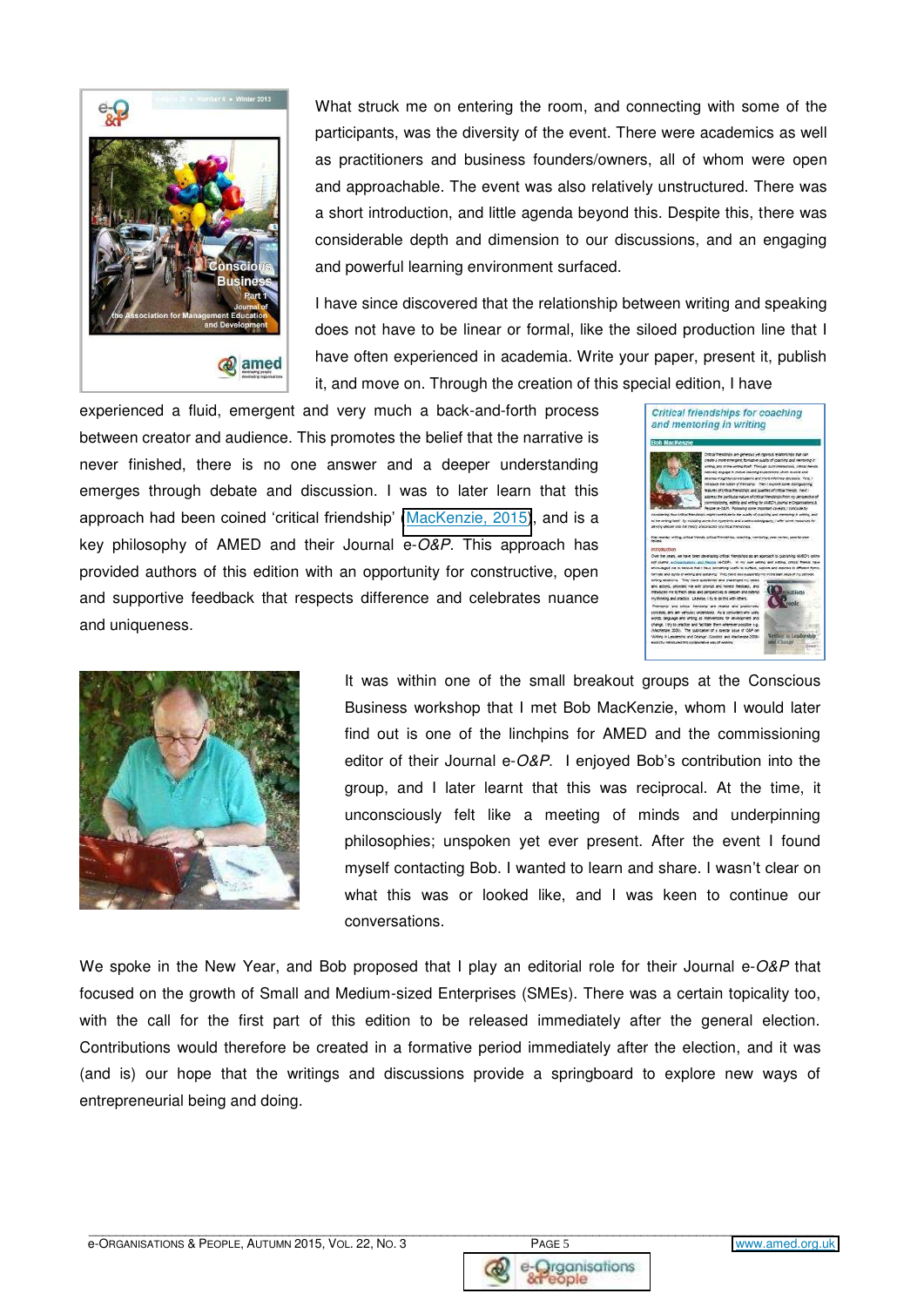What struck me on entering the room, and connecting with some of the participants, was the diversity of the event. There were academics as well as practitioners and business founders/owners, all of whom were open and approachable. The event was also relatively unstructured. There was a short introduction, and little agenda beyond this. Despite this, there was considerable depth and dimension to our discussions, and an engaging and powerful learning environment surfaced.

I have since discovered that the relationship between writing and speaking does not have to be linear or formal, like the siloed production line that I have often experienced in academia. Write your paper, present it, publish it, and move on. Through the creation of this special edition, I have experienced a fluid, emergent and very much a back-and-forth process between creator and audience. This promotes the belief that the narrative is never finished, there is no one answer and a deeper understanding emerges through debate and discussion. I was to later learn that this approach had been coined 'critical friendship' (MacKenzie, 2015), and is a key philosophy of AMED and their Journal *e-O&P*. This approach has provided authors of this edition with an opportunity for constructive, open and supportive feedback that respects difference and celebrates nuance and uniqueness.

It was within one of the small breakout groups at the Conscious Business workshop that I met Bob MacKenzie, whom I would later find out is one of the linchpins for AMED and the commissioning editor of their Journal e-*O&P*. I enjoyed Bob's contribution into the group, and I later learnt that this was reciprocal. At the time, it unconsciously felt like a meeting of minds and underpinning philosophies; unspoken yet ever present. After the event I found myself contacting Bob. I wanted to learn and share. I wasn't clear on what this was or looked like, and I was keen to continue our conversations.

We spoke in the New Year, and Bob proposed that I play an editorial role for their Journal e-*O&P* that focused on the growth of Small and Medium-sized Enterprises (SMEs). There was a certain topicality too, with the call for the first part of this edition to be released immediately after the general election. Contributions would therefore be created in a formative period immediately after the election, and it was (and is) our hope that the writings and discussions provide a springboard to explore new ways of entrepreneurial being and doing.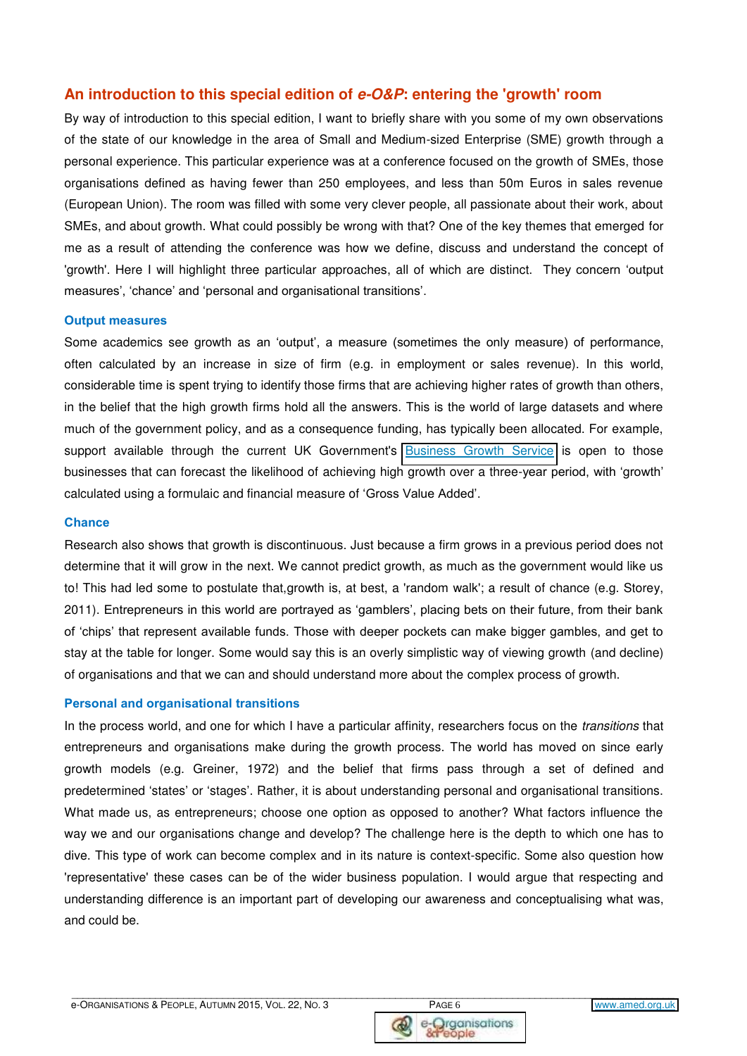## An introduction to this special edition of *e-O&P*: entering the 'growth' room

By way of introduction to this special edition, I want to briefly share with you some of my own observations of the state of our knowledge in the area of Small and Medium-sized Enterprise (SME) growth through a personal experience. This particular experience was at a conference focused on the growth of SMEs, those organisations defined as having fewer than 250 employees, and less than 50m Euros in sales revenue (European Union). The room was filled with some very clever people, all passionate about their work, about SMEs, and about growth. What could possibly be wrong with that? One of the key themes that emerged for me as a result of attending the conference was how we define, discuss and understand the concept of 'growth'. Here I will highlight three particular approaches, all of which are distinct. They concern 'output measures', 'chance' and 'personal and organisational transitions'.

### Output measures

Some academics see growth as an 'output', a measure (sometimes the only measure) of performance, often calculated by an increase in size of firm (e.g. in employment or sales revenue). In this world, considerable time is spent trying to identify those firms that are achieving higher rates of growth than others, in the belief that the high growth firms hold all the answers. This is the world of large datasets and where much of the government policy, and as a consequence funding, has typically been allocated. For example, support available through the current UK Government's Business Growth Service is open to those businesses that can forecast the likelihood of achieving high growth over a three-year period, with 'growth' calculated using a formulaic and financial measure of 'Gross Value Added'.

### Chance

Research also shows that growth is discontinuous. Just because a firm grows in a previous period does not determine that it will grow in the next. We cannot predict growth, as much as the government would like us to! This had led some to postulate that,growth is, at best, a 'random walk'; a result of chance (e.g. Storey, 2011). Entrepreneurs in this world are portrayed as 'gamblers', placing bets on their future, from their bank of 'chips' that represent available funds. Those with deeper pockets can make bigger gambles, and get to stay at the table for longer. Some would say this is an overly simplistic way of viewing growth (and decline) of organisations and that we can and should understand more about the complex process of growth.

### Personal and organisational transitions

In the process world, and one for which I have a particular affinity, researchers focus on the *transitions* that entrepreneurs and organisations make during the growth process. The world has moved on since early growth models (e.g. Greiner, 1972) and the belief that firms pass through a set of defined and predetermined 'states' or 'stages'. Rather, it is about understanding personal and organisational transitions. What made us, as entrepreneurs; choose one option as opposed to another? What factors influence the way we and our organisations change and develop? The challenge here is the depth to which one has to dive. This type of work can become complex and in its nature is context-specific. Some also question how 'representative' these cases can be of the wider business population. I would argue that respecting and understanding difference is an important part of developing our awareness and conceptualising what was, and could be.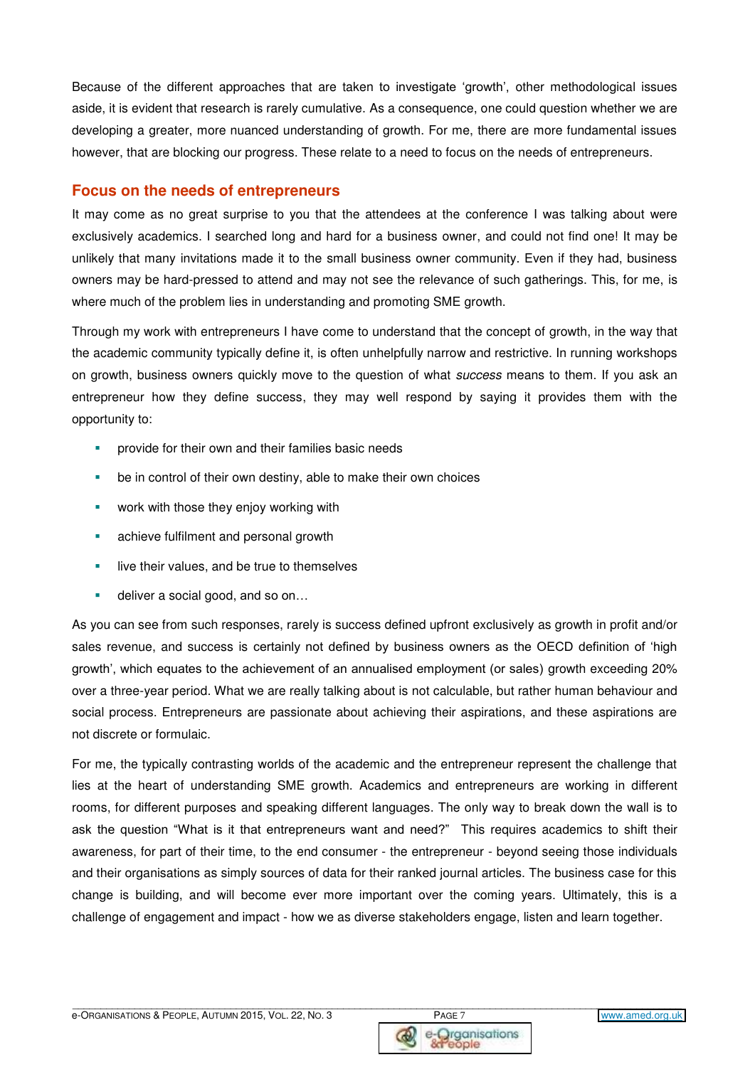Because of the different approaches that are taken to investigate 'growth', other methodological issues aside, it is evident that research is rarely cumulative. As a consequence, one could question whether we are developing a greater, more nuanced understanding of growth. For me, there are more fundamental issues however, that are blocking our progress. These relate to a need to focus on the needs of entrepreneurs.

## Focus on the needs of entrepreneurs

It may come as no great surprise to you that the attendees at the conference I was talking about were exclusively academics. I searched long and hard for a business owner, and could not find one! It may be unlikely that many invitations made it to the small business owner community. Even if they had, business owners may be hard-pressed to attend and may not see the relevance of such gatherings. This, for me, is where much of the problem lies in understanding and promoting SME growth.

Through my work with entrepreneurs I have come to understand that the concept of growth, in the way that the academic community typically define it, is often unhelpfully narrow and restrictive. In running workshops on growth, business owners quickly move to the question of what *success* means to them. If you ask an entrepreneur how they define success, they may well respond by saying it provides them with the opportunity to:

- provide for their own and their families basic needs
- be in control of their own destiny, able to make their own choices
- work with those they enjoy working with
- achieve fulfilment and personal growth
- live their values, and be true to themselves
- deliver a social good, and so on…

As you can see from such responses, rarely is success defined upfront exclusively as growth in profit and/or sales revenue, and success is certainly not defined by business owners as the OECD definition of 'high growth', which equates to the achievement of an annualised employment (or sales) growth exceeding 20% over a three-year period. What we are really talking about is not calculable, but rather human behaviour and social process. Entrepreneurs are passionate about achieving their aspirations, and these aspirations are not discrete or formulaic.

For me, the typically contrasting worlds of the academic and the entrepreneur represent the challenge that lies at the heart of understanding SME growth. Academics and entrepreneurs are working in different rooms, for different purposes and speaking different languages. The only way to break down the wall is to ask the question "What is it that entrepreneurs want and need?" This requires academics to shift their awareness, for part of their time, to the end consumer - the entrepreneur - beyond seeing those individuals and their organisations as simply sources of data for their ranked journal articles. The business case for this change is building, and will become ever more important over the coming years. Ultimately, this is a challenge of engagement and impact - how we as diverse stakeholders engage, listen and learn together.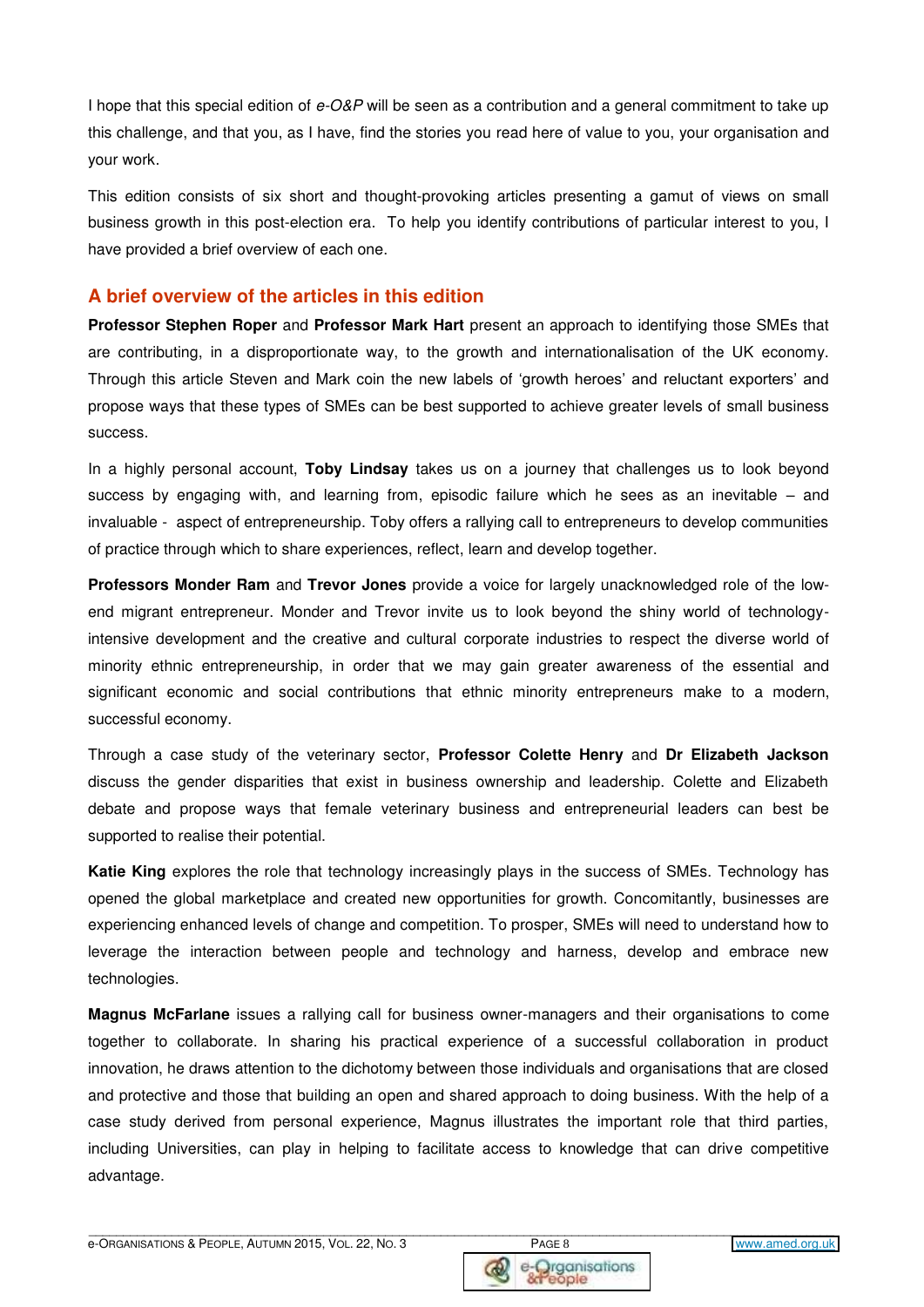I hope that this special edition of *e-O&P* will be seen as a contribution and a general commitment to take up this challenge, and that you, as I have, find the stories you read here of value to you, your organisation and your work.

This edition consists of six short and thought-provoking articles presenting a gamut of views on small business growth in this post-election era. To help you identify contributions of particular interest to you, I have provided a brief overview of each one.

## A brief overview of the articles in this edition

**Professor Stephen Roper** and **Professor Mark Hart** present an approach to identifying those SMEs that are contributing, in a disproportionate way, to the growth and internationalisation of the UK economy. Through this article Steven and Mark coin the new labels of 'growth heroes' and reluctant exporters' and propose ways that these types of SMEs can be best supported to achieve greater levels of small business success.

In a highly personal account, **Toby Lindsay** takes us on a journey that challenges us to look beyond success by engaging with, and learning from, episodic failure which he sees as an inevitable – and invaluable - aspect of entrepreneurship. Toby offers a rallying call to entrepreneurs to develop communities of practice through which to share experiences, reflect, learn and develop together.

**Professors Monder Ram** and **Trevor Jones** provide a voice for largely unacknowledged role of the low-end migrant entrepreneur. Monder and Trevor invite us to look beyond the shiny world of technology-intensive development and the creative and cultural corporate industries to respect the diverse world of minority ethnic entrepreneurship, in order that we may gain greater awareness of the essential and significant economic and social contributions that ethnic minority entrepreneurs make to a modern, successful economy.

Through a case study of the veterinary sector, **Professor Colette Henry** and **Dr Elizabeth Jackson** discuss the gender disparities that exist in business ownership and leadership. Colette and Elizabeth debate and propose ways that female veterinary business and entrepreneurial leaders can best be supported to realise their potential.

**Katie King** explores the role that technology increasingly plays in the success of SMEs. Technology has opened the global marketplace and created new opportunities for growth. Concomitantly, businesses are experiencing enhanced levels of change and competition. To prosper, SMEs will need to understand how to leverage the interaction between people and technology and harness, develop and embrace new technologies.

**Magnus McFarlane** issues a rallying call for business owner-managers and their organisations to come together to collaborate. In sharing his practical experience of a successful collaboration in product innovation, he draws attention to the dichotomy between those individuals and organisations that are closed and protective and those that building an open and shared approach to doing business. With the help of a case study derived from personal experience, Magnus illustrates the important role that third parties, including Universities, can play in helping to facilitate access to knowledge that can drive competitive advantage.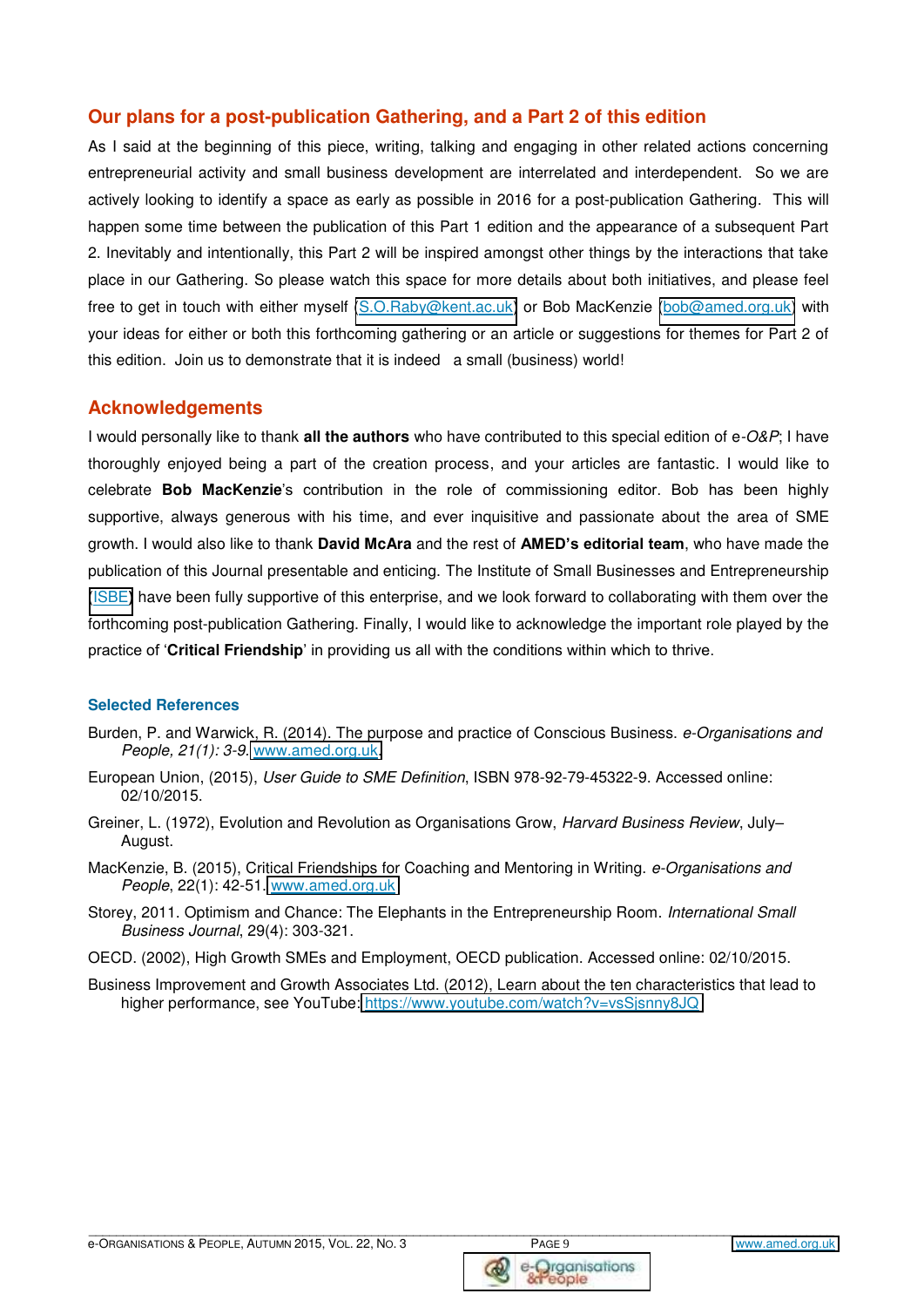## Our plans for a post-publication Gathering, and a Part 2 of this edition

As I said at the beginning of this piece, writing, talking and engaging in other related actions concerning entrepreneurial activity and small business development are interrelated and interdependent. So we are actively looking to identify a space as early as possible in 2016 for a post-publication Gathering. This will happen some time between the publication of this Part 1 edition and the appearance of a subsequent Part 2. Inevitably and intentionally, this Part 2 will be inspired amongst other things by the interactions that take place in our Gathering. So please watch this space for more details about both initiatives, and please feel free to get in touch with either myself (S.O.Raby@kent.ac.uk) or Bob MacKenzie (bob@amed.org.uk) with your ideas for either or both this forthcoming gathering or an article or suggestions for themes for Part 2 of this edition. Join us to demonstrate that it is indeed a small (business) world!

## Acknowledgements

I would personally like to thank **all the authors** who have contributed to this special edition of e-*O&P*; I have thoroughly enjoyed being a part of the creation process, and your articles are fantastic. I would like to celebrate **Bob MacKenzie**'s contribution in the role of commissioning editor. Bob has been highly supportive, always generous with his time, and ever inquisitive and passionate about the area of SME growth. I would also like to thank **David McAra** and the rest of **AMED's editorial team**, who have made the publication of this Journal presentable and enticing. The Institute of Small Businesses and Entrepreneurship (ISBE) have been fully supportive of this enterprise, and we look forward to collaborating with them over the forthcoming post-publication Gathering. Finally, I would like to acknowledge the important role played by the practice of '**Critical Friendship**' in providing us all with the conditions within which to thrive.

### Selected References

Burden, P. and Warwick, R. (2014). The purpose and practice of Conscious Business. *e-Organisations and People, 21(1): 3-9*. www.amed.org.uk

European Union, (2015), *User Guide to SME Definition*, ISBN 978-92-79-45322-9. Accessed online: 02/10/2015.

Greiner, L. (1972), Evolution and Revolution as Organisations Grow, *Harvard Business Review*, July–August.

MacKenzie, B. (2015), Critical Friendships for Coaching and Mentoring in Writing. *e-Organisations and People*, 22(1): 42-51. www.amed.org.uk

Storey, 2011. Optimism and Chance: The Elephants in the Entrepreneurship Room. *International Small Business Journal*, 29(4): 303-321.

OECD. (2002), High Growth SMEs and Employment, OECD publication. Accessed online: 02/10/2015.

Business Improvement and Growth Associates Ltd. (2012), Learn about the ten characteristics that lead to higher performance, see YouTube: https://www.youtube.com/watch?v=vsSjsnny8JQ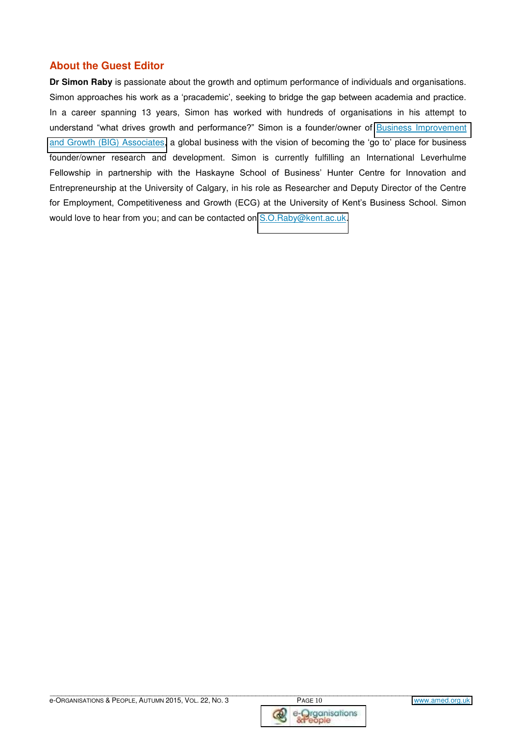## About the Guest Editor

**Dr Simon Raby** is passionate about the growth and optimum performance of individuals and organisations. Simon approaches his work as a 'pracademic', seeking to bridge the gap between academia and practice. In a career spanning 13 years, Simon has worked with hundreds of organisations in his attempt to understand "what drives growth and performance?" Simon is a founder/owner of Business Improvement and Growth (BIG) Associates, a global business with the vision of becoming the 'go to' place for business founder/owner research and development. Simon is currently fulfilling an International Leverhulme Fellowship in partnership with the Haskayne School of Business' Hunter Centre for Innovation and Entrepreneurship at the University of Calgary, in his role as Researcher and Deputy Director of the Centre for Employment, Competitiveness and Growth (ECG) at the University of Kent's Business School. Simon would love to hear from you; and can be contacted on S.O.Raby@kent.ac.uk.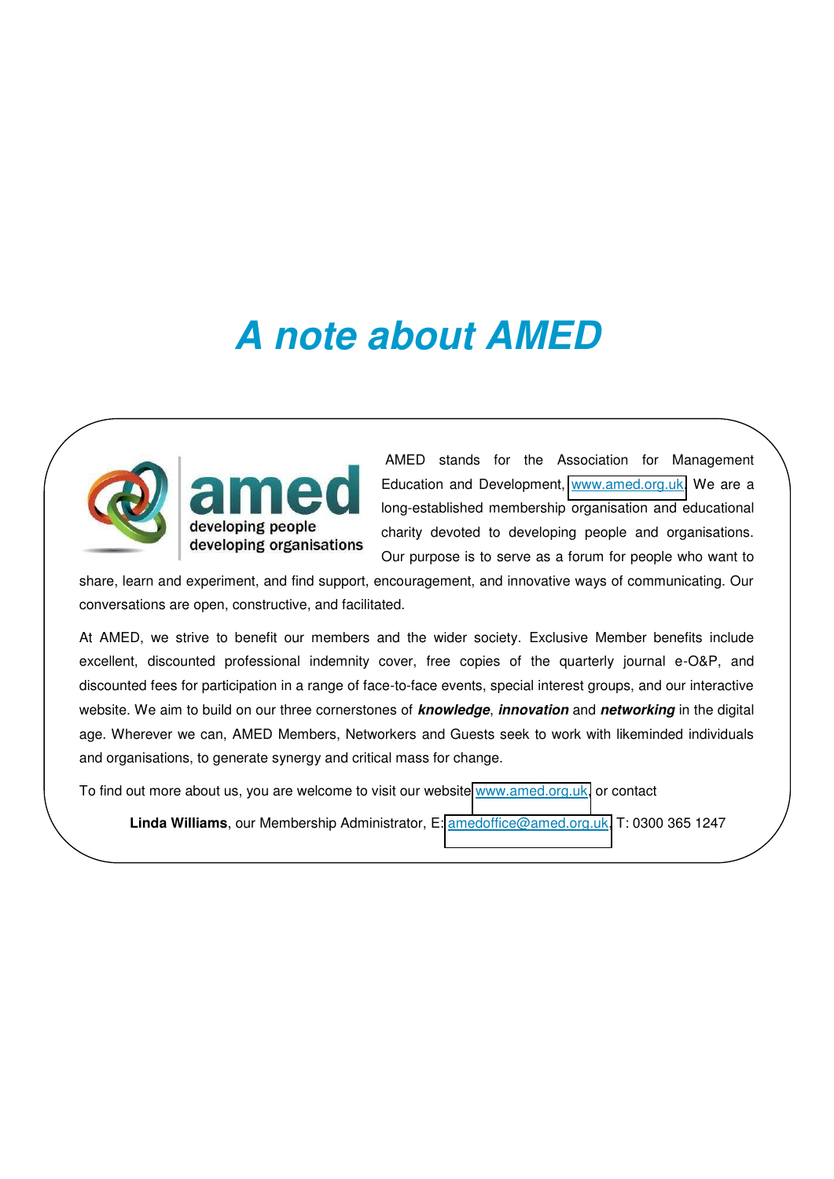# *A note about AMED*

AMED stands for the Association for Management Education and Development, www.amed.org.uk. We are a long-established membership organisation and educational charity devoted to developing people and organisations. Our purpose is to serve as a forum for people who want to share, learn and experiment, and find support, encouragement, and innovative ways of communicating. Our conversations are open, constructive, and facilitated.

At AMED, we strive to benefit our members and the wider society. Exclusive Member benefits include excellent, discounted professional indemnity cover, free copies of the quarterly journal e-O&P, and discounted fees for participation in a range of face-to-face events, special interest groups, and our interactive website. We aim to build on our three cornerstones of ***knowledge***, ***innovation*** and ***networking*** in the digital age. Wherever we can, AMED Members, Networkers and Guests seek to work with likeminded individuals and organisations, to generate synergy and critical mass for change.

To find out more about us, you are welcome to visit our website www.amed.org.uk, or contact

**Linda Williams**, our Membership Administrator, E: amedoffice@amed.org.uk, T: 0300 365 1247